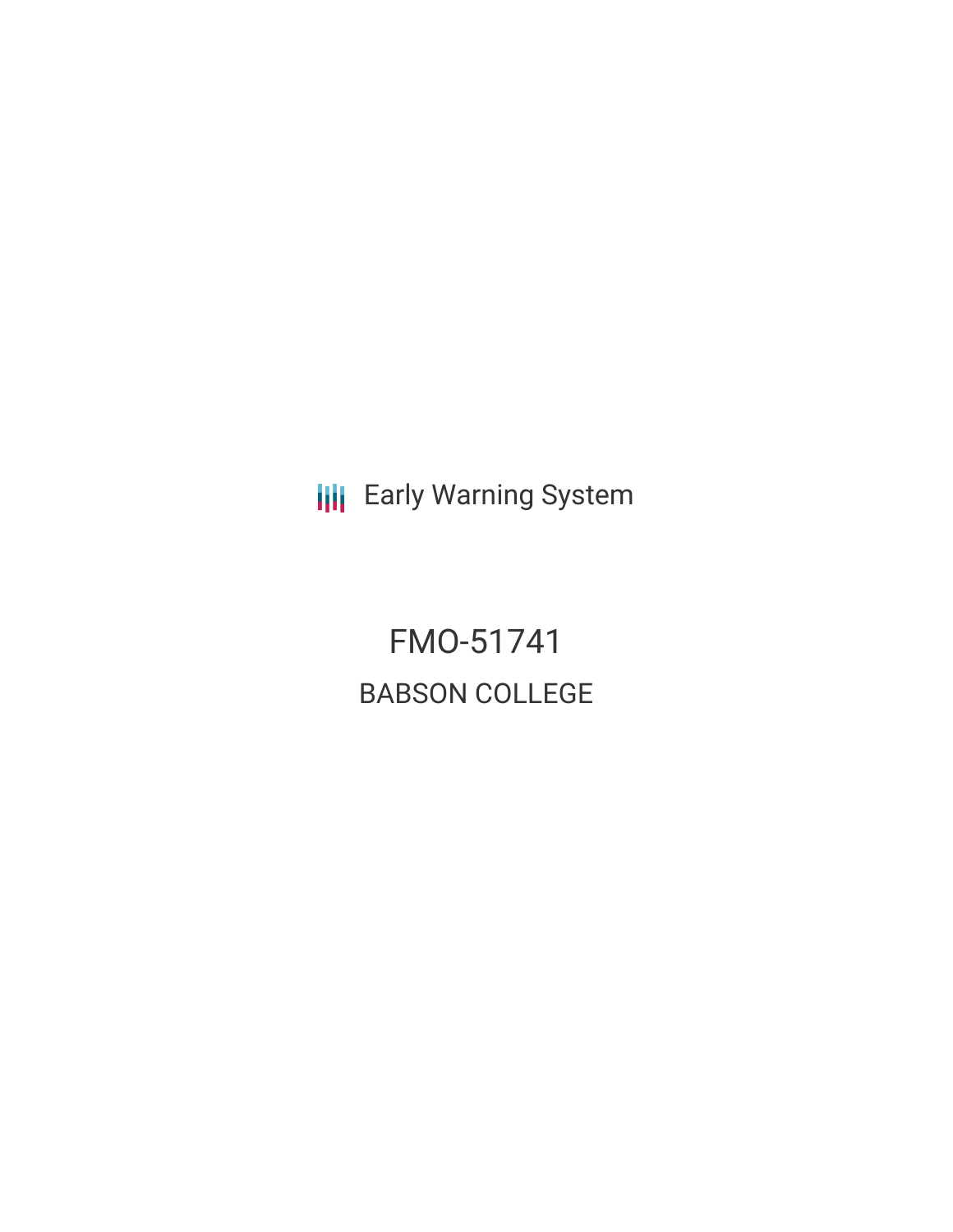Early Warning System

# FMO-51741

## BABSON COLLEGE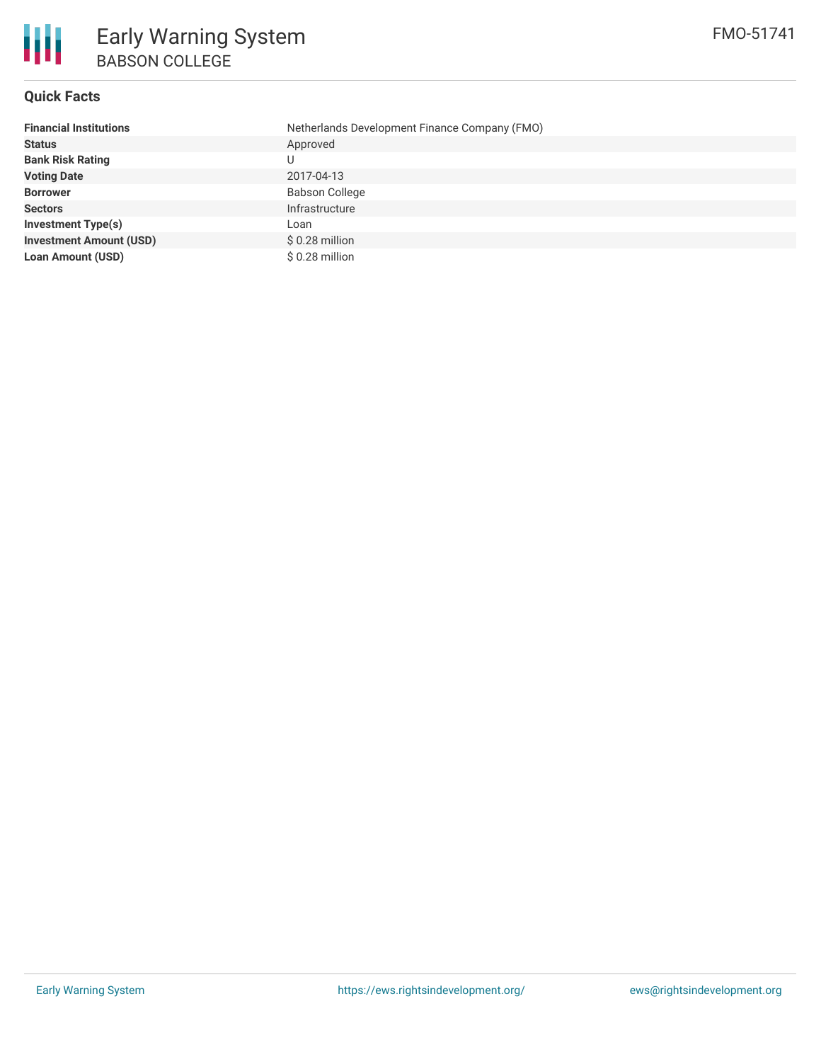# Early Warning System

## BABSON COLLEGE

FMO-51741

### Quick Facts

| | |
|---|---|
| **Financial Institutions** | Netherlands Development Finance Company (FMO) |
| **Status** | Approved |
| **Bank Risk Rating** | U |
| **Voting Date** | 2017-04-13 |
| **Borrower** | Babson College |
| **Sectors** | Infrastructure |
| **Investment Type(s)** | Loan |
| **Investment Amount (USD)** | $ 0.28 million |
| **Loan Amount (USD)** | $ 0.28 million |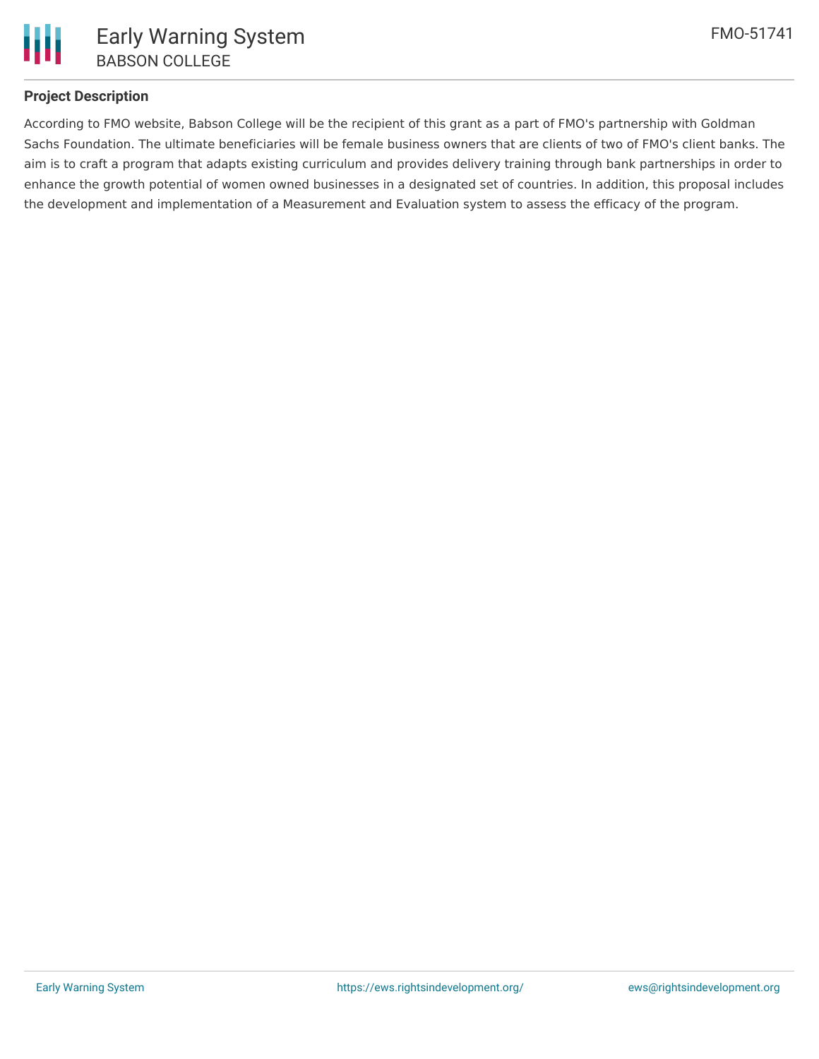**Project Description**

According to FMO website, Babson College will be the recipient of this grant as a part of FMO's partnership with Goldman Sachs Foundation. The ultimate beneficiaries will be female business owners that are clients of two of FMO's client banks. The aim is to craft a program that adapts existing curriculum and provides delivery training through bank partnerships in order to enhance the growth potential of women owned businesses in a designated set of countries. In addition, this proposal includes the development and implementation of a Measurement and Evaluation system to assess the efficacy of the program.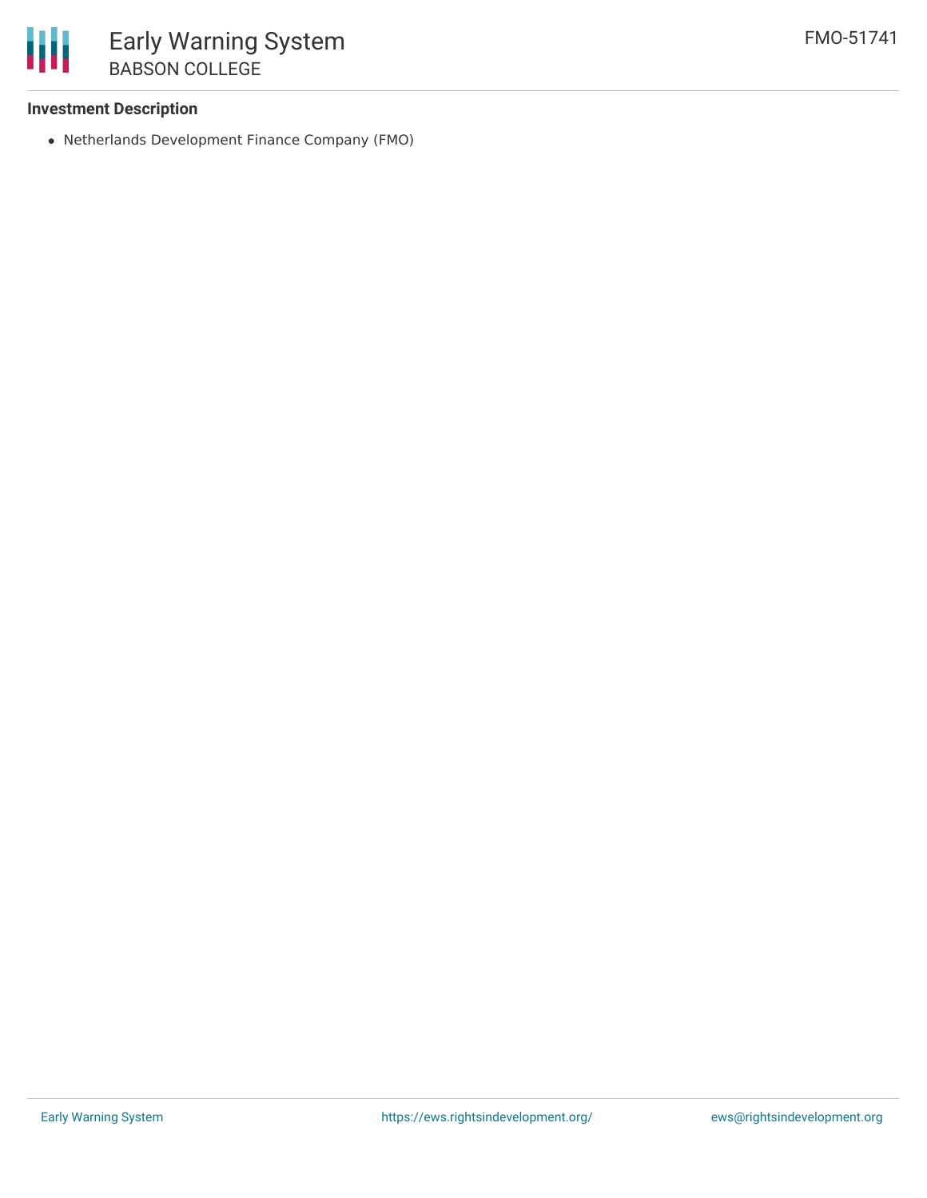### Investment Description

- Netherlands Development Finance Company (FMO)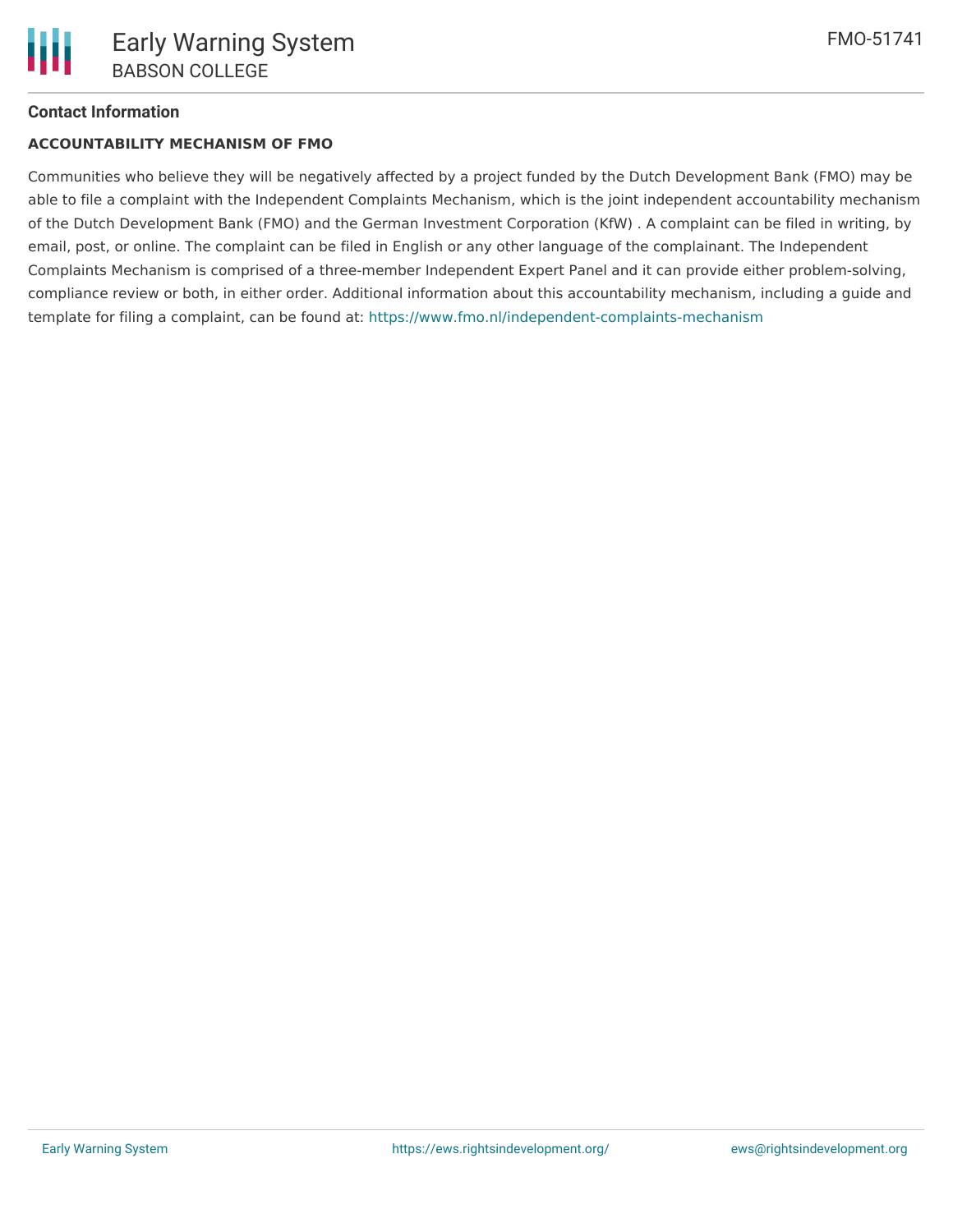## Contact Information

**ACCOUNTABILITY MECHANISM OF FMO**

Communities who believe they will be negatively affected by a project funded by the Dutch Development Bank (FMO) may be able to file a complaint with the Independent Complaints Mechanism, which is the joint independent accountability mechanism of the Dutch Development Bank (FMO) and the German Investment Corporation (KfW) . A complaint can be filed in writing, by email, post, or online. The complaint can be filed in English or any other language of the complainant. The Independent Complaints Mechanism is comprised of a three-member Independent Expert Panel and it can provide either problem-solving, compliance review or both, in either order. Additional information about this accountability mechanism, including a guide and template for filing a complaint, can be found at: https://www.fmo.nl/independent-complaints-mechanism